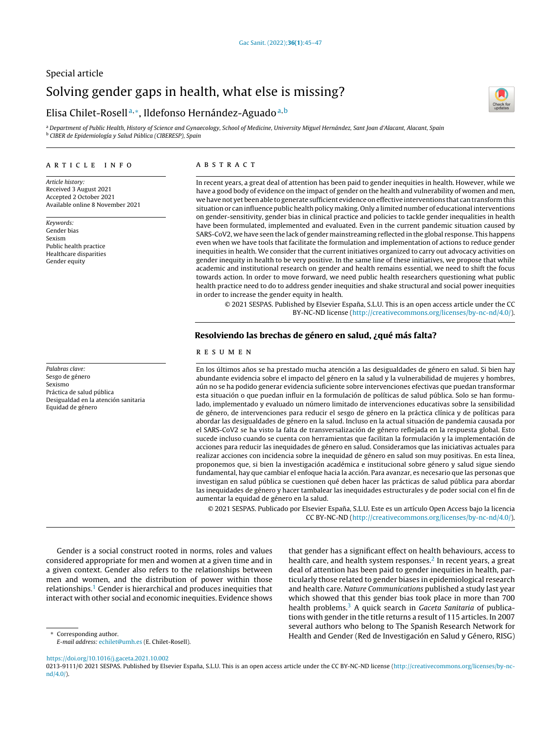Special article

# Solving gender gaps in health, what else is missing?

Elisa Chilet-Rosell[a,*], Ildefonso Hernández-Aguado[a,b]

[a] Department of Public Health, History of Science and Gynaecology, School of Medicine, University Miguel Hernández, Sant Joan d'Alacant, Alacant, Spain
[b] CIBER de Epidemiología y Salud Pública (CIBERESP), Spain

## ARTICLE INFO

*Article history:*
Received 3 August 2021
Accepted 2 October 2021
Available online 8 November 2021

*Keywords:*
Gender bias
Sexism
Public health practice
Healthcare disparities
Gender equity

## ABSTRACT

In recent years, a great deal of attention has been paid to gender inequities in health. However, while we have a good body of evidence on the impact of gender on the health and vulnerability of women and men, we have not yet been able to generate sufficient evidence on effective interventions that can transform this situation or can influence public health policy making. Only a limited number of educational interventions on gender-sensitivity, gender bias in clinical practice and policies to tackle gender inequalities in health have been formulated, implemented and evaluated. Even in the current pandemic situation caused by SARS-CoV2, we have seen the lack of gender mainstreaming reflected in the global response. This happens even when we have tools that facilitate the formulation and implementation of actions to reduce gender inequities in health. We consider that the current initiatives organized to carry out advocacy activities on gender inequity in health to be very positive. In the same line of these initiatives, we propose that while academic and institutional research on gender and health remains essential, we need to shift the focus towards action. In order to move forward, we need public health researchers questioning what public health practice need to do to address gender inequities and shake structural and social power inequities in order to increase the gender equity in health.

© 2021 SESPAS. Published by Elsevier España, S.L.U. This is an open access article under the CC BY-NC-ND license (http://creativecommons.org/licenses/by-nc-nd/4.0/).

## Resolviendo las brechas de género en salud, ¿qué más falta?

*Palabras clave:*
Sesgo de género
Sexismo
Práctica de salud pública
Desigualdad en la atención sanitaria
Equidad de género

## RESUMEN

En los últimos años se ha prestado mucha atención a las desigualdades de género en salud. Si bien hay abundante evidencia sobre el impacto del género en la salud y la vulnerabilidad de mujeres y hombres, aún no se ha podido generar evidencia suficiente sobre intervenciones efectivas que puedan transformar esta situación o que puedan influir en la formulación de políticas de salud pública. Solo se han formulado, implementado y evaluado un número limitado de intervenciones educativas sobre la sensibilidad de género, de intervenciones para reducir el sesgo de género en la práctica clínica y de políticas para abordar las desigualdades de género en la salud. Incluso en la actual situación de pandemia causada por el SARS-CoV2 se ha visto la falta de transversalización de género reflejada en la respuesta global. Esto sucede incluso cuando se cuenta con herramientas que facilitan la formulación y la implementación de acciones para reducir las inequidades de género en salud. Consideramos que las iniciativas actuales para realizar acciones con incidencia sobre la inequidad de género en salud son muy positivas. En esta línea, proponemos que, si bien la investigación académica e institucional sobre género y salud sigue siendo fundamental, hay que cambiar el enfoque hacia la acción. Para avanzar, es necesario que las personas que investigan en salud pública se cuestionen qué deben hacer las prácticas de salud pública para abordar las inequidades de género y hacer tambalear las inequidades estructurales y de poder social con el fin de aumentar la equidad de género en la salud.

© 2021 SESPAS. Publicado por Elsevier España, S.L.U. Este es un artículo Open Access bajo la licencia CC BY-NC-ND (http://creativecommons.org/licenses/by-nc-nd/4.0/).

Gender is a social construct rooted in norms, roles and values considered appropriate for men and women at a given time and in a given context. Gender also refers to the relationships between men and women, and the distribution of power within those relationships.[1] Gender is hierarchical and produces inequities that interact with other social and economic inequities. Evidence shows that gender has a significant effect on health behaviours, access to health care, and health system responses.[2] In recent years, a great deal of attention has been paid to gender inequities in health, particularly those related to gender biases in epidemiological research and health care. *Nature Communications* published a study last year which showed that this gender bias took place in more than 700 health problems.[3] A quick search in *Gaceta Sanitaria* of publications with gender in the title returns a result of 115 articles. In 2007 several authors who belong to The Spanish Research Network for Health and Gender (Red de Investigación en Salud y Género, RISG)

\* Corresponding author.
*E-mail address:* echilet@umh.es (E. Chilet-Rosell).

https://doi.org/10.1016/j.gaceta.2021.10.002
0213-9111/© 2021 SESPAS. Published by Elsevier España, S.L.U. This is an open access article under the CC BY-NC-ND license (http://creativecommons.org/licenses/by-nc-nd/4.0/).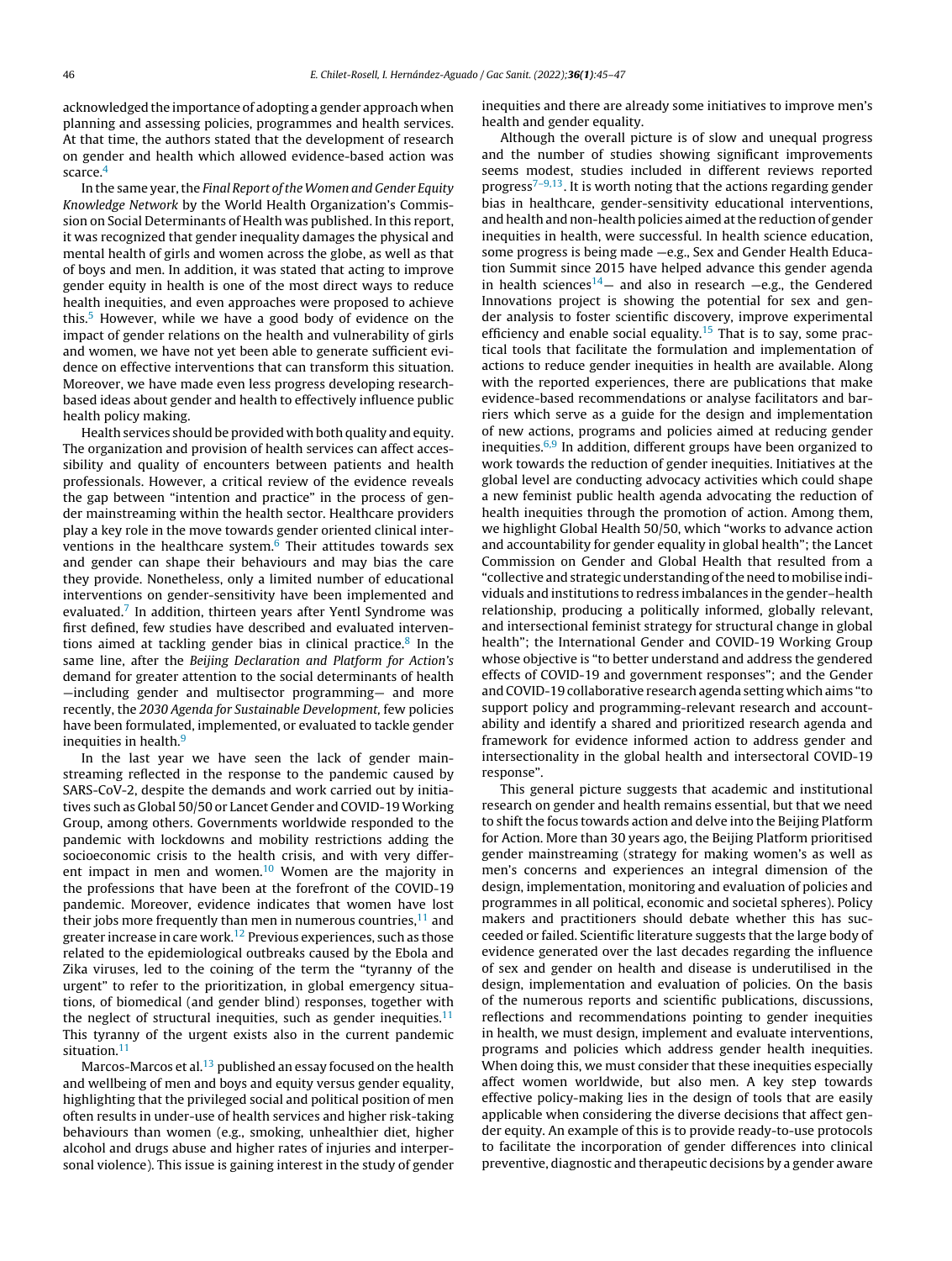acknowledged the importance of adopting a gender approach when planning and assessing policies, programmes and health services. At that time, the authors stated that the development of research on gender and health which allowed evidence-based action was scarce.[4]

In the same year, the *Final Report of the Women and Gender Equity Knowledge Network* by the World Health Organization's Commission on Social Determinants of Health was published. In this report, it was recognized that gender inequality damages the physical and mental health of girls and women across the globe, as well as that of boys and men. In addition, it was stated that acting to improve gender equity in health is one of the most direct ways to reduce health inequities, and even approaches were proposed to achieve this.[5] However, while we have a good body of evidence on the impact of gender relations on the health and vulnerability of girls and women, we have not yet been able to generate sufficient evidence on effective interventions that can transform this situation. Moreover, we have made even less progress developing research-based ideas about gender and health to effectively influence public health policy making.

Health services should be provided with both quality and equity. The organization and provision of health services can affect accessibility and quality of encounters between patients and health professionals. However, a critical review of the evidence reveals the gap between "intention and practice" in the process of gender mainstreaming within the health sector. Healthcare providers play a key role in the move towards gender oriented clinical interventions in the healthcare system.[6] Their attitudes towards sex and gender can shape their behaviours and may bias the care they provide. Nonetheless, only a limited number of educational interventions on gender-sensitivity have been implemented and evaluated.[7] In addition, thirteen years after Yentl Syndrome was first defined, few studies have described and evaluated interventions aimed at tackling gender bias in clinical practice.[8] In the same line, after the *Beijing Declaration and Platform for Action's* demand for greater attention to the social determinants of health —including gender and multisector programming— and more recently, the *2030 Agenda for Sustainable Development*, few policies have been formulated, implemented, or evaluated to tackle gender inequities in health.[9]

In the last year we have seen the lack of gender mainstreaming reflected in the response to the pandemic caused by SARS-CoV-2, despite the demands and work carried out by initiatives such as Global 50/50 or Lancet Gender and COVID-19 Working Group, among others. Governments worldwide responded to the pandemic with lockdowns and mobility restrictions adding the socioeconomic crisis to the health crisis, and with very different impact in men and women.[10] Women are the majority in the professions that have been at the forefront of the COVID-19 pandemic. Moreover, evidence indicates that women have lost their jobs more frequently than men in numerous countries,[11] and greater increase in care work.[12] Previous experiences, such as those related to the epidemiological outbreaks caused by the Ebola and Zika viruses, led to the coining of the term the "tyranny of the urgent" to refer to the prioritization, in global emergency situations, of biomedical (and gender blind) responses, together with the neglect of structural inequities, such as gender inequities.[11] This tyranny of the urgent exists also in the current pandemic situation.[11]

Marcos-Marcos et al.[13] published an essay focused on the health and wellbeing of men and boys and equity versus gender equality, highlighting that the privileged social and political position of men often results in under-use of health services and higher risk-taking behaviours than women (e.g., smoking, unhealthier diet, higher alcohol and drugs abuse and higher rates of injuries and interpersonal violence). This issue is gaining interest in the study of gender inequities and there are already some initiatives to improve men's health and gender equality.

Although the overall picture is of slow and unequal progress and the number of studies showing significant improvements seems modest, studies included in different reviews reported progress[7–9,13]. It is worth noting that the actions regarding gender bias in healthcare, gender-sensitivity educational interventions, and health and non-health policies aimed at the reduction of gender inequities in health, were successful. In health science education, some progress is being made —e.g., Sex and Gender Health Education Summit since 2015 have helped advance this gender agenda in health sciences[14]— and also in research —e.g., the Gendered Innovations project is showing the potential for sex and gender analysis to foster scientific discovery, improve experimental efficiency and enable social equality.[15] That is to say, some practical tools that facilitate the formulation and implementation of actions to reduce gender inequities in health are available. Along with the reported experiences, there are publications that make evidence-based recommendations or analyse facilitators and barriers which serve as a guide for the design and implementation of new actions, programs and policies aimed at reducing gender inequities.[6,9] In addition, different groups have been organized to work towards the reduction of gender inequities. Initiatives at the global level are conducting advocacy activities which could shape a new feminist public health agenda advocating the reduction of health inequities through the promotion of action. Among them, we highlight Global Health 50/50, which "works to advance action and accountability for gender equality in global health"; the Lancet Commission on Gender and Global Health that resulted from a "collective and strategic understanding of the need to mobilise individuals and institutions to redress imbalances in the gender–health relationship, producing a politically informed, globally relevant, and intersectional feminist strategy for structural change in global health"; the International Gender and COVID-19 Working Group whose objective is "to better understand and address the gendered effects of COVID-19 and government responses"; and the Gender and COVID-19 collaborative research agenda setting which aims "to support policy and programming-relevant research and accountability and identify a shared and prioritized research agenda and framework for evidence informed action to address gender and intersectionality in the global health and intersectoral COVID-19 response".

This general picture suggests that academic and institutional research on gender and health remains essential, but that we need to shift the focus towards action and delve into the Beijing Platform for Action. More than 30 years ago, the Beijing Platform prioritised gender mainstreaming (strategy for making women's as well as men's concerns and experiences an integral dimension of the design, implementation, monitoring and evaluation of policies and programmes in all political, economic and societal spheres). Policy makers and practitioners should debate whether this has succeeded or failed. Scientific literature suggests that the large body of evidence generated over the last decades regarding the influence of sex and gender on health and disease is underutilised in the design, implementation and evaluation of policies. On the basis of the numerous reports and scientific publications, discussions, reflections and recommendations pointing to gender inequities in health, we must design, implement and evaluate interventions, programs and policies which address gender health inequities. When doing this, we must consider that these inequities especially affect women worldwide, but also men. A key step towards effective policy-making lies in the design of tools that are easily applicable when considering the diverse decisions that affect gender equity. An example of this is to provide ready-to-use protocols to facilitate the incorporation of gender differences into clinical preventive, diagnostic and therapeutic decisions by a gender aware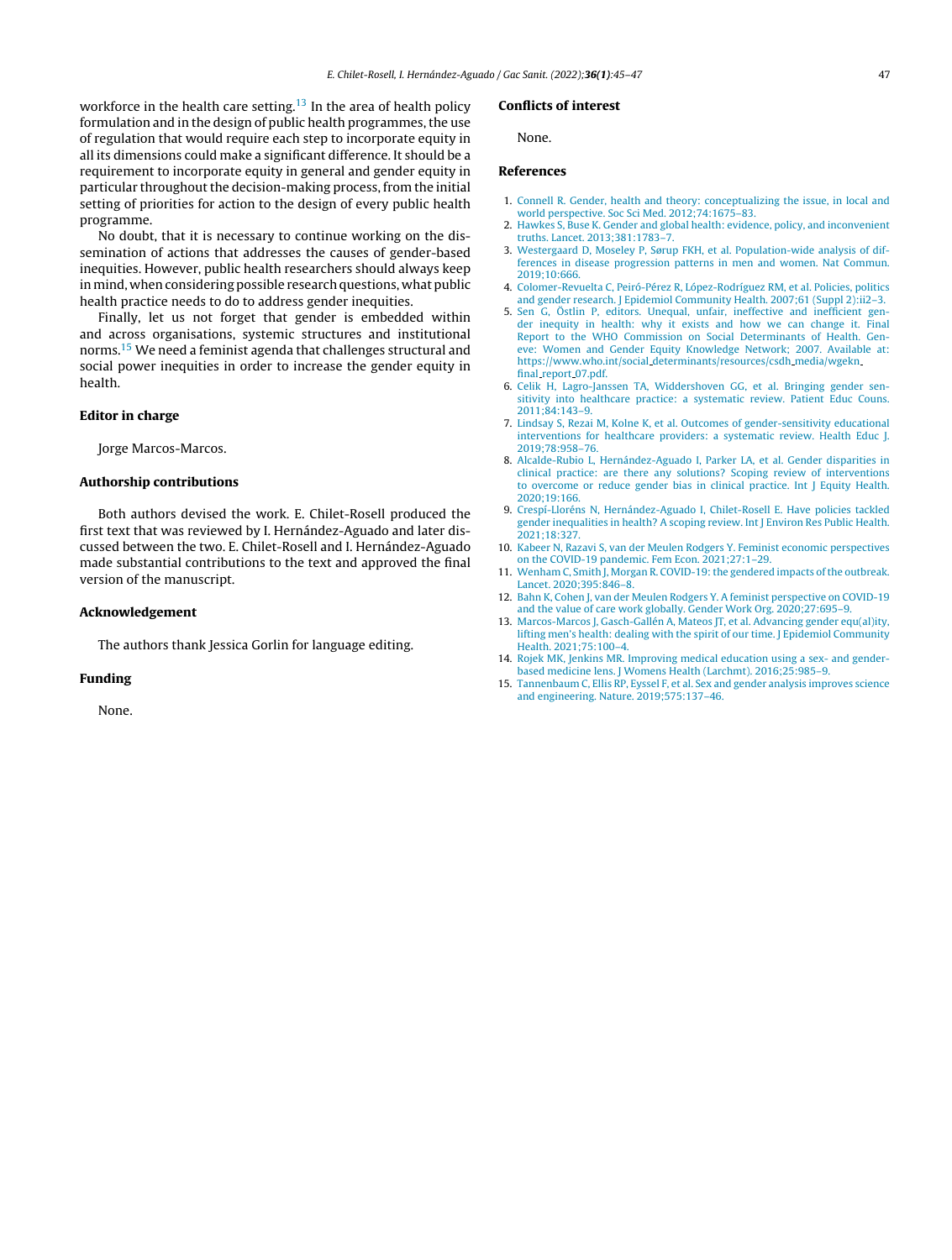workforce in the health care setting.[13] In the area of health policy formulation and in the design of public health programmes, the use of regulation that would require each step to incorporate equity in all its dimensions could make a significant difference. It should be a requirement to incorporate equity in general and gender equity in particular throughout the decision-making process, from the initial setting of priorities for action to the design of every public health programme.

No doubt, that it is necessary to continue working on the dissemination of actions that addresses the causes of gender-based inequities. However, public health researchers should always keep in mind, when considering possible research questions, what public health practice needs to do to address gender inequities.

Finally, let us not forget that gender is embedded within and across organisations, systemic structures and institutional norms.[15] We need a feminist agenda that challenges structural and social power inequities in order to increase the gender equity in health.

## Editor in charge

Jorge Marcos-Marcos.

## Authorship contributions

Both authors devised the work. E. Chilet-Rosell produced the first text that was reviewed by I. Hernández-Aguado and later discussed between the two. E. Chilet-Rosell and I. Hernández-Aguado made substantial contributions to the text and approved the final version of the manuscript.

## Acknowledgement

The authors thank Jessica Gorlin for language editing.

## Funding

None.

## Conflicts of interest

None.

## References

1. Connell R. Gender, health and theory: conceptualizing the issue, in local and world perspective. Soc Sci Med. 2012;74:1675–83.
2. Hawkes S, Buse K. Gender and global health: evidence, policy, and inconvenient truths. Lancet. 2013;381:1783–7.
3. Westergaard D, Moseley P, Sørup FKH, et al. Population-wide analysis of differences in disease progression patterns in men and women. Nat Commun. 2019;10:666.
4. Colomer-Revuelta C, Peiró-Pérez R, López-Rodríguez RM, et al. Policies, politics and gender research. J Epidemiol Community Health. 2007;61 (Suppl 2):ii2–3.
5. Sen G, Östlin P, editors. Unequal, unfair, ineffective and inefficient gender inequity in health: why it exists and how we can change it. Final Report to the WHO Commission on Social Determinants of Health. Geneve: Women and Gender Equity Knowledge Network; 2007. Available at: https://www.who.int/social_determinants/resources/csdh_media/wgekn_final_report_07.pdf.
6. Celik H, Lagro-Janssen TA, Widdershoven GG, et al. Bringing gender sensitivity into healthcare practice: a systematic review. Patient Educ Couns. 2011;84:143–9.
7. Lindsay S, Rezai M, Kolne K, et al. Outcomes of gender-sensitivity educational interventions for healthcare providers: a systematic review. Health Educ J. 2019;78:958–76.
8. Alcalde-Rubio L, Hernández-Aguado I, Parker LA, et al. Gender disparities in clinical practice: are there any solutions? Scoping review of interventions to overcome or reduce gender bias in clinical practice. Int J Equity Health. 2020;19:166.
9. Crespí-Lloréns N, Hernández-Aguado I, Chilet-Rosell E. Have policies tackled gender inequalities in health? A scoping review. Int J Environ Res Public Health. 2021;18:327.
10. Kabeer N, Razavi S, van der Meulen Rodgers Y. Feminist economic perspectives on the COVID-19 pandemic. Fem Econ. 2021;27:1–29.
11. Wenham C, Smith J, Morgan R. COVID-19: the gendered impacts of the outbreak. Lancet. 2020;395:846–8.
12. Bahn K, Cohen J, van der Meulen Rodgers Y. A feminist perspective on COVID-19 and the value of care work globally. Gender Work Org. 2020;27:695–9.
13. Marcos-Marcos J, Gasch-Gallén A, Mateos JT, et al. Advancing gender equ(al)ity, lifting men's health: dealing with the spirit of our time. J Epidemiol Community Health. 2021;75:100–4.
14. Rojek MK, Jenkins MR. Improving medical education using a sex- and gender-based medicine lens. J Womens Health (Larchmt). 2016;25:985–9.
15. Tannenbaum C, Ellis RP, Eyssel F, et al. Sex and gender analysis improves science and engineering. Nature. 2019;575:137–46.